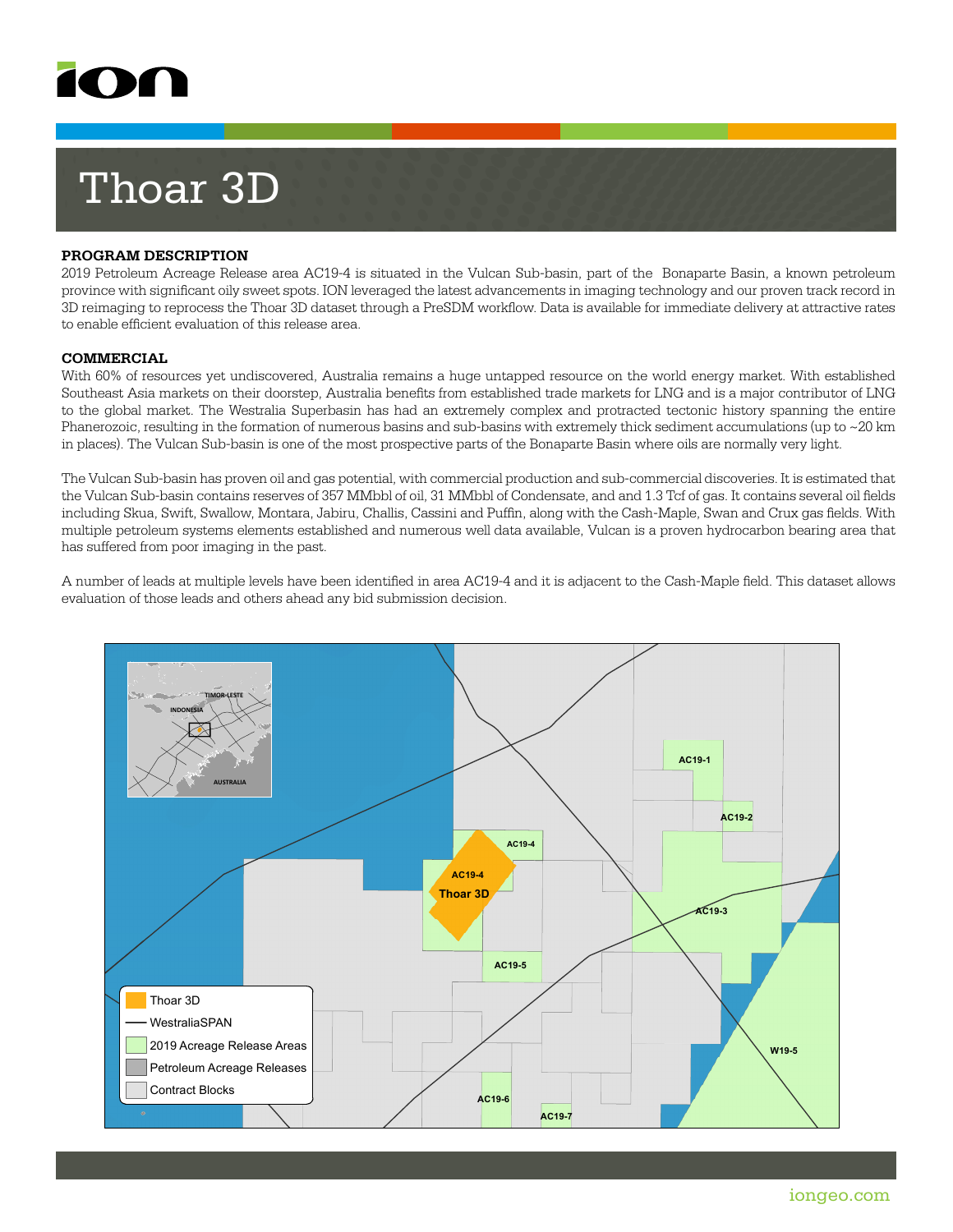# Thoar 3D

## PROGRAM DESCRIPTION

2019 Petroleum Acreage Release area AC19-4 is situated in the Vulcan Sub-basin, part of the  Bonaparte Basin, a known petroleum province with significant oily sweet spots. ION leveraged the latest advancements in imaging technology and our proven track record in 3D reimaging to reprocess the Thoar 3D dataset through a PreSDM workflow. Data is available for immediate delivery at attractive rates to enable efficient evaluation of this release area.

## COMMERCIAL

With 60% of resources yet undiscovered, Australia remains a huge untapped resource on the world energy market. With established Southeast Asia markets on their doorstep, Australia benefits from established trade markets for LNG and is a major contributor of LNG to the global market. The Westralia Superbasin has had an extremely complex and protracted tectonic history spanning the entire Phanerozoic, resulting in the formation of numerous basins and sub-basins with extremely thick sediment accumulations (up to ~20 km in places). The Vulcan Sub-basin is one of the most prospective parts of the Bonaparte Basin where oils are normally very light.

The Vulcan Sub-basin has proven oil and gas potential, with commercial production and sub-commercial discoveries. It is estimated that the Vulcan Sub-basin contains reserves of 357 MMbbl of oil, 31 MMbbl of Condensate, and and 1.3 Tcf of gas. It contains several oil fields including Skua, Swift, Swallow, Montara, Jabiru, Challis, Cassini and Puffin, along with the Cash-Maple, Swan and Crux gas fields. With multiple petroleum systems elements established and numerous well data available, Vulcan is a proven hydrocarbon bearing area that has suffered from poor imaging in the past.

A number of leads at multiple levels have been identified in area AC19-4 and it is adjacent to the Cash-Maple field. This dataset allows evaluation of those leads and others ahead any bid submission decision.

TIMOR-LESTE
INDONESIA
AUSTRALIA

AC19-1
AC19-2
AC19-3
AC19-4
AC19-5
AC19-6
AC19-7
W19-5
Thoar 3D

- Thoar 3D
- WestraliaSPAN
- 2019 Acreage Release Areas
- Petroleum Acreage Releases
- Contract Blocks

iongeo.com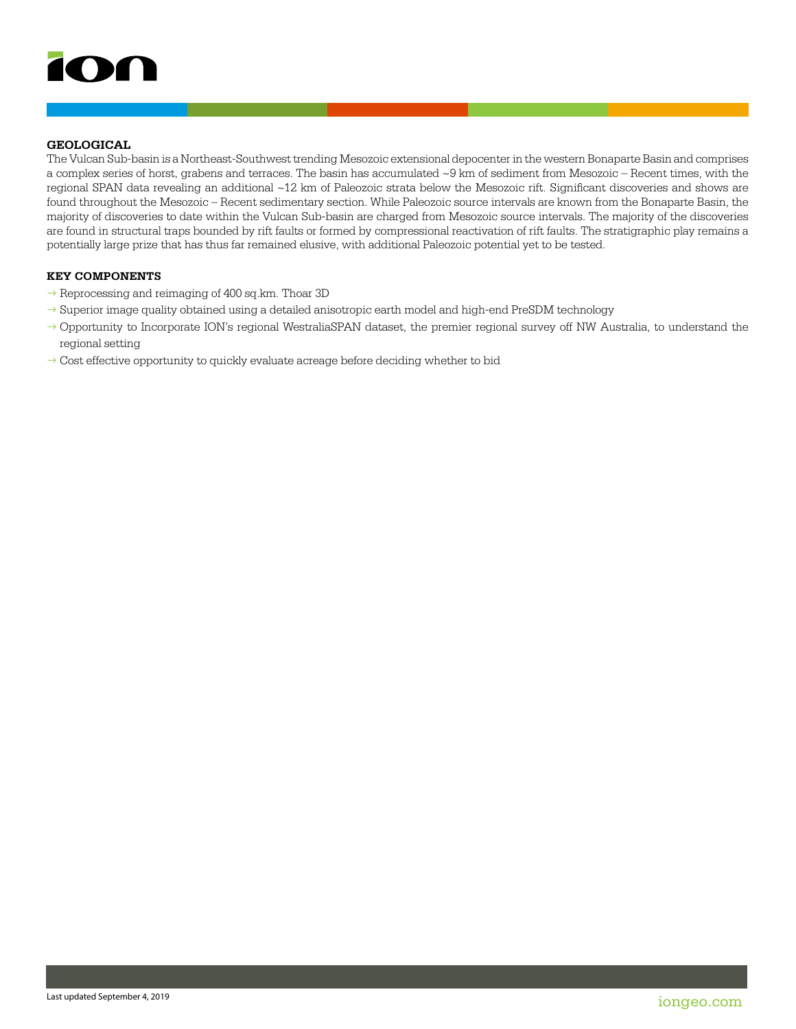## GEOLOGICAL

The Vulcan Sub-basin is a Northeast-Southwest trending Mesozoic extensional depocenter in the western Bonaparte Basin and comprises a complex series of horst, grabens and terraces. The basin has accumulated ~9 km of sediment from Mesozoic – Recent times, with the regional SPAN data revealing an additional ~12 km of Paleozoic strata below the Mesozoic rift. Significant discoveries and shows are found throughout the Mesozoic – Recent sedimentary section. While Paleozoic source intervals are known from the Bonaparte Basin, the majority of discoveries to date within the Vulcan Sub-basin are charged from Mesozoic source intervals. The majority of the discoveries are found in structural traps bounded by rift faults or formed by compressional reactivation of rift faults. The stratigraphic play remains a potentially large prize that has thus far remained elusive, with additional Paleozoic potential yet to be tested.

## KEY COMPONENTS

- → Reprocessing and reimaging of 400 sq.km. Thoar 3D
- → Superior image quality obtained using a detailed anisotropic earth model and high-end PreSDM technology
- → Opportunity to Incorporate ION's regional WestraliaSPAN dataset, the premier regional survey off NW Australia, to understand the regional setting
- → Cost effective opportunity to quickly evaluate acreage before deciding whether to bid

Last updated September 4, 2019

iongeo.com